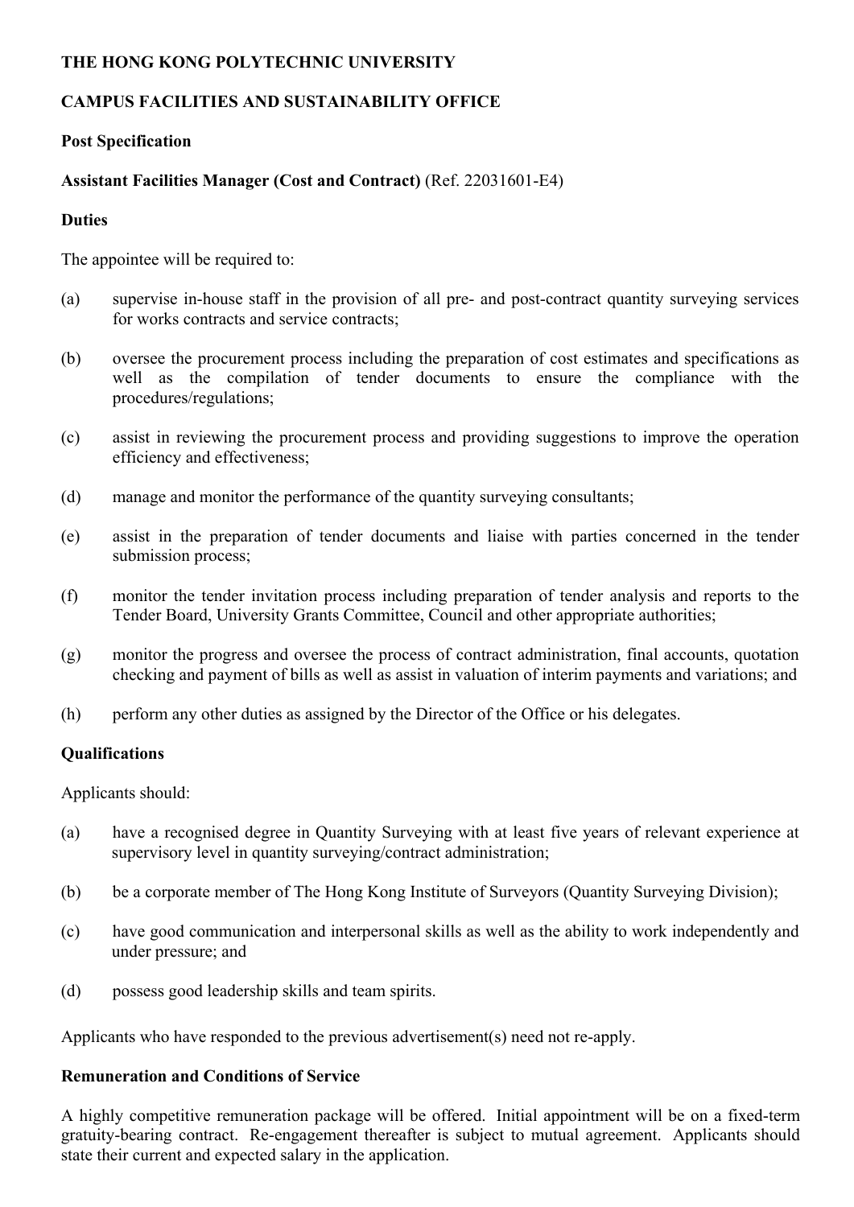**THE HONG KONG POLYTECHNIC UNIVERSITY**

**CAMPUS FACILITIES AND SUSTAINABILITY OFFICE**

**Post Specification**

**Assistant Facilities Manager (Cost and Contract)** (Ref. 22031601-E4)

**Duties**

The appointee will be required to:

(a) supervise in-house staff in the provision of all pre- and post-contract quantity surveying services for works contracts and service contracts;

(b) oversee the procurement process including the preparation of cost estimates and specifications as well as the compilation of tender documents to ensure the compliance with the procedures/regulations;

(c) assist in reviewing the procurement process and providing suggestions to improve the operation efficiency and effectiveness;

(d) manage and monitor the performance of the quantity surveying consultants;

(e) assist in the preparation of tender documents and liaise with parties concerned in the tender submission process;

(f) monitor the tender invitation process including preparation of tender analysis and reports to the Tender Board, University Grants Committee, Council and other appropriate authorities;

(g) monitor the progress and oversee the process of contract administration, final accounts, quotation checking and payment of bills as well as assist in valuation of interim payments and variations; and

(h) perform any other duties as assigned by the Director of the Office or his delegates.

**Qualifications**

Applicants should:

(a) have a recognised degree in Quantity Surveying with at least five years of relevant experience at supervisory level in quantity surveying/contract administration;

(b) be a corporate member of The Hong Kong Institute of Surveyors (Quantity Surveying Division);

(c) have good communication and interpersonal skills as well as the ability to work independently and under pressure; and

(d) possess good leadership skills and team spirits.

Applicants who have responded to the previous advertisement(s) need not re-apply.

**Remuneration and Conditions of Service**

A highly competitive remuneration package will be offered. Initial appointment will be on a fixed-term gratuity-bearing contract. Re-engagement thereafter is subject to mutual agreement. Applicants should state their current and expected salary in the application.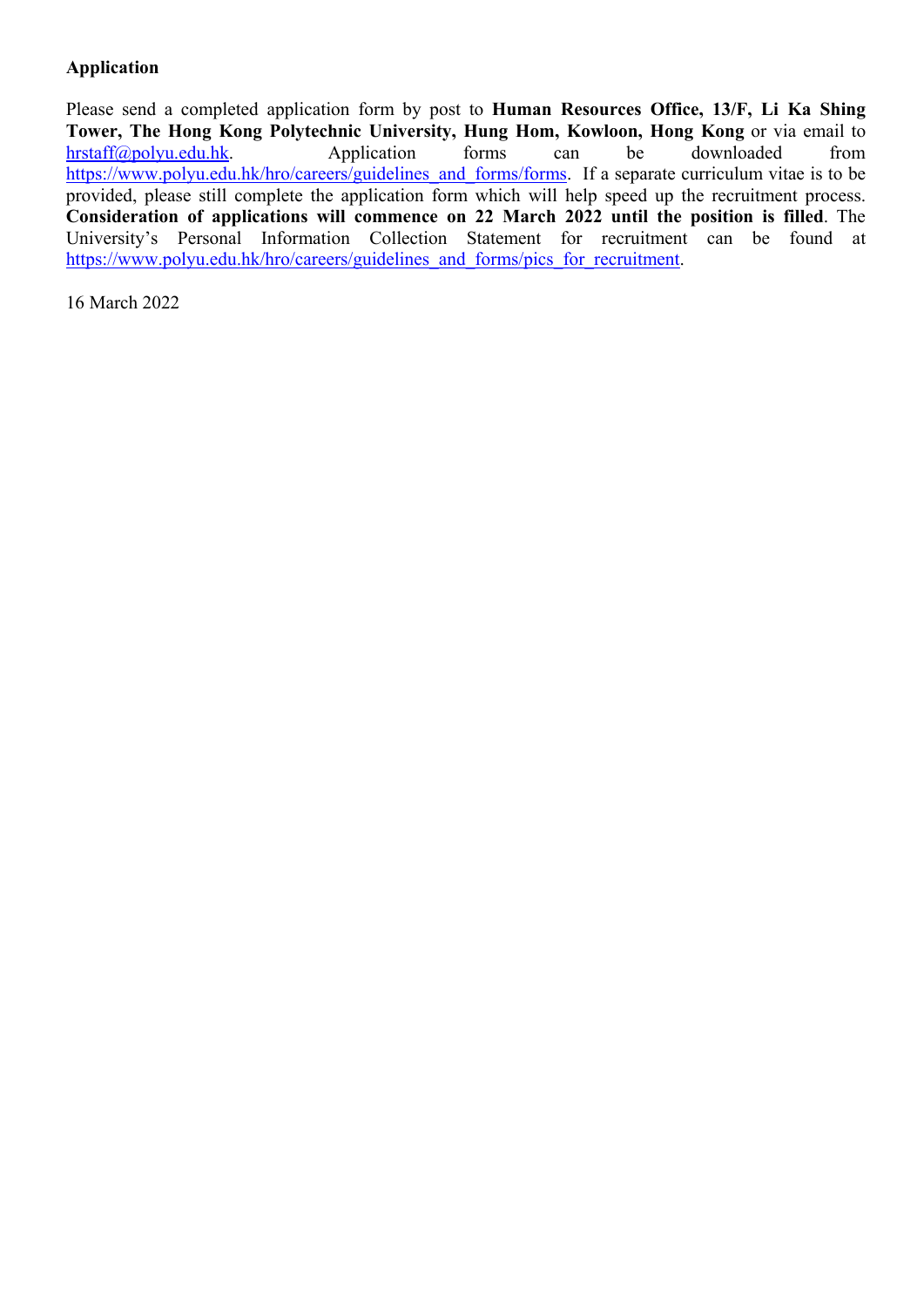**Application**

Please send a completed application form by post to **Human Resources Office, 13/F, Li Ka Shing Tower, The Hong Kong Polytechnic University, Hung Hom, Kowloon, Hong Kong** or via email to hrstaff@polyu.edu.hk. Application forms can be downloaded from https://www.polyu.edu.hk/hro/careers/guidelines_and_forms/forms. If a separate curriculum vitae is to be provided, please still complete the application form which will help speed up the recruitment process. **Consideration of applications will commence on 22 March 2022 until the position is filled**. The University's Personal Information Collection Statement for recruitment can be found at https://www.polyu.edu.hk/hro/careers/guidelines_and_forms/pics_for_recruitment.

16 March 2022